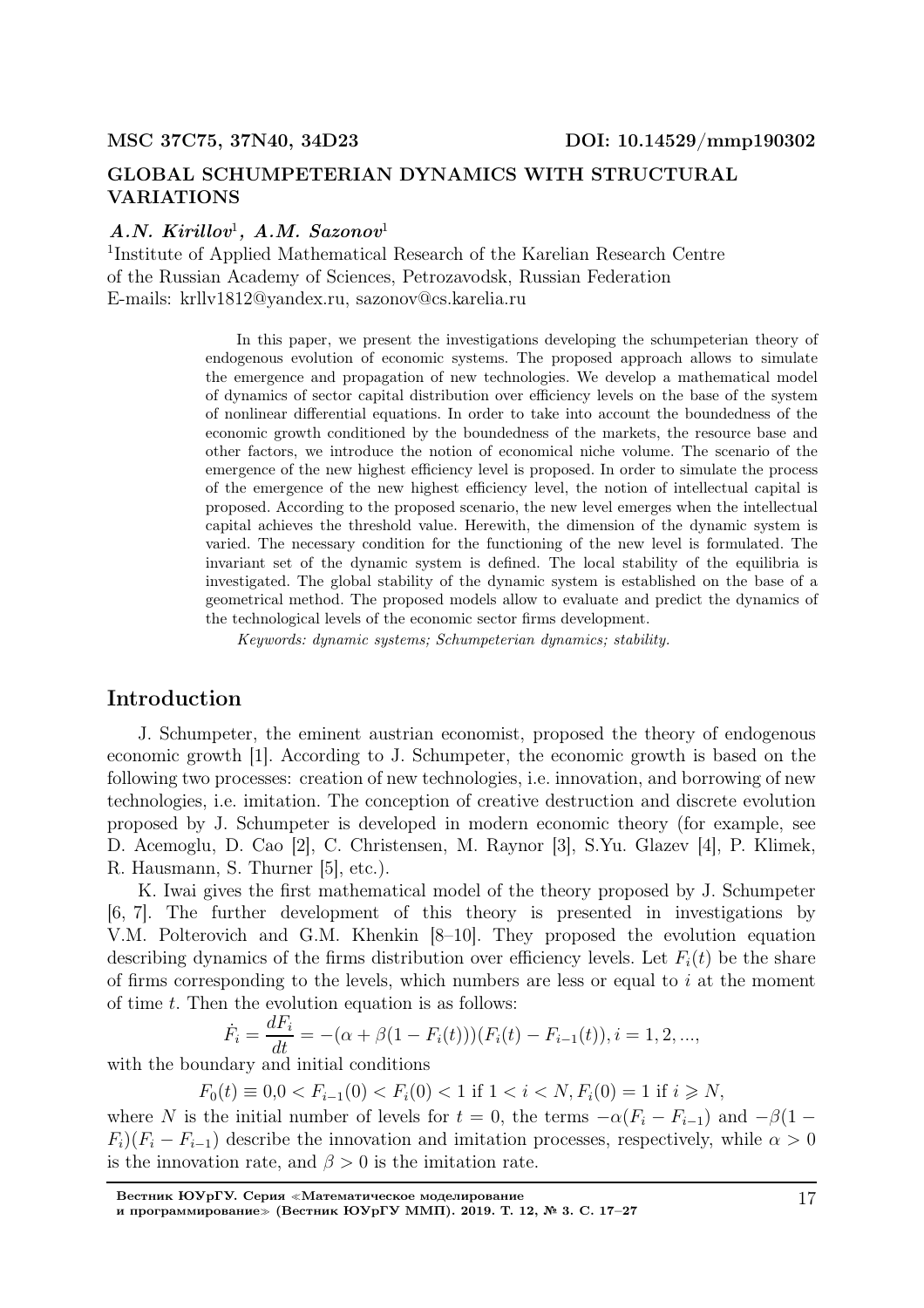MSC 37C75, 37N40, 34D23 DOI: 10.14529/mmp190302

# GLOBAL SCHUMPETERIAN DYNAMICS WITH STRUCTURAL VARIATIONS

***A.N. Kirillov*[1], *A.M. Sazonov*[1]**

[1]Institute of Applied Mathematical Research of the Karelian Research Centre of the Russian Academy of Sciences, Petrozavodsk, Russian Federation
E-mails: krllv1812@yandex.ru, sazonov@cs.karelia.ru

In this paper, we present the investigations developing the schumpeterian theory of endogenous evolution of economic systems. The proposed approach allows to simulate the emergence and propagation of new technologies. We develop a mathematical model of dynamics of sector capital distribution over efficiency levels on the base of the system of nonlinear differential equations. In order to take into account the boundedness of the economic growth conditioned by the boundedness of the markets, the resource base and other factors, we introduce the notion of economical niche volume. The scenario of the emergence of the new highest efficiency level is proposed. In order to simulate the process of the emergence of the new highest efficiency level, the notion of intellectual capital is proposed. According to the proposed scenario, the new level emerges when the intellectual capital achieves the threshold value. Herewith, the dimension of the dynamic system is varied. The necessary condition for the functioning of the new level is formulated. The invariant set of the dynamic system is defined. The local stability of the equilibria is investigated. The global stability of the dynamic system is established on the base of a geometrical method. The proposed models allow to evaluate and predict the dynamics of the technological levels of the economic sector firms development.

*Keywords: dynamic systems; Schumpeterian dynamics; stability.*

## Introduction

J. Schumpeter, the eminent austrian economist, proposed the theory of endogenous economic growth [1]. According to J. Schumpeter, the economic growth is based on the following two processes: creation of new technologies, i.e. innovation, and borrowing of new technologies, i.e. imitation. The conception of creative destruction and discrete evolution proposed by J. Schumpeter is developed in modern economic theory (for example, see D. Acemoglu, D. Cao [2], C. Christensen, M. Raynor [3], S.Yu. Glazev [4], P. Klimek, R. Hausmann, S. Thurner [5], etc.).

K. Iwai gives the first mathematical model of the theory proposed by J. Schumpeter [6, 7]. The further development of this theory is presented in investigations by V.M. Polterovich and G.M. Khenkin [8–10]. They proposed the evolution equation describing dynamics of the firms distribution over efficiency levels. Let $F_i(t)$ be the share of firms corresponding to the levels, which numbers are less or equal to $i$ at the moment of time $t$. Then the evolution equation is as follows:

$$\dot{F_i} = \frac{dF_i}{dt} = -(\alpha + \beta(1 - F_i(t)))(F_i(t) - F_{i-1}(t)), i = 1, 2, ...,$$

with the boundary and initial conditions

$$F_0(t) \equiv 0, 0 < F_{i-1}(0) < F_i(0) < 1 \text{ if } 1 < i < N, F_i(0) = 1 \text{ if } i \geqslant N,$$

where $N$ is the initial number of levels for $t = 0$, the terms $-\alpha(F_i - F_{i-1})$ and $-\beta(1 - F_i)(F_i - F_{i-1})$ describe the innovation and imitation processes, respectively, while $\alpha > 0$ is the innovation rate, and $\beta > 0$ is the imitation rate.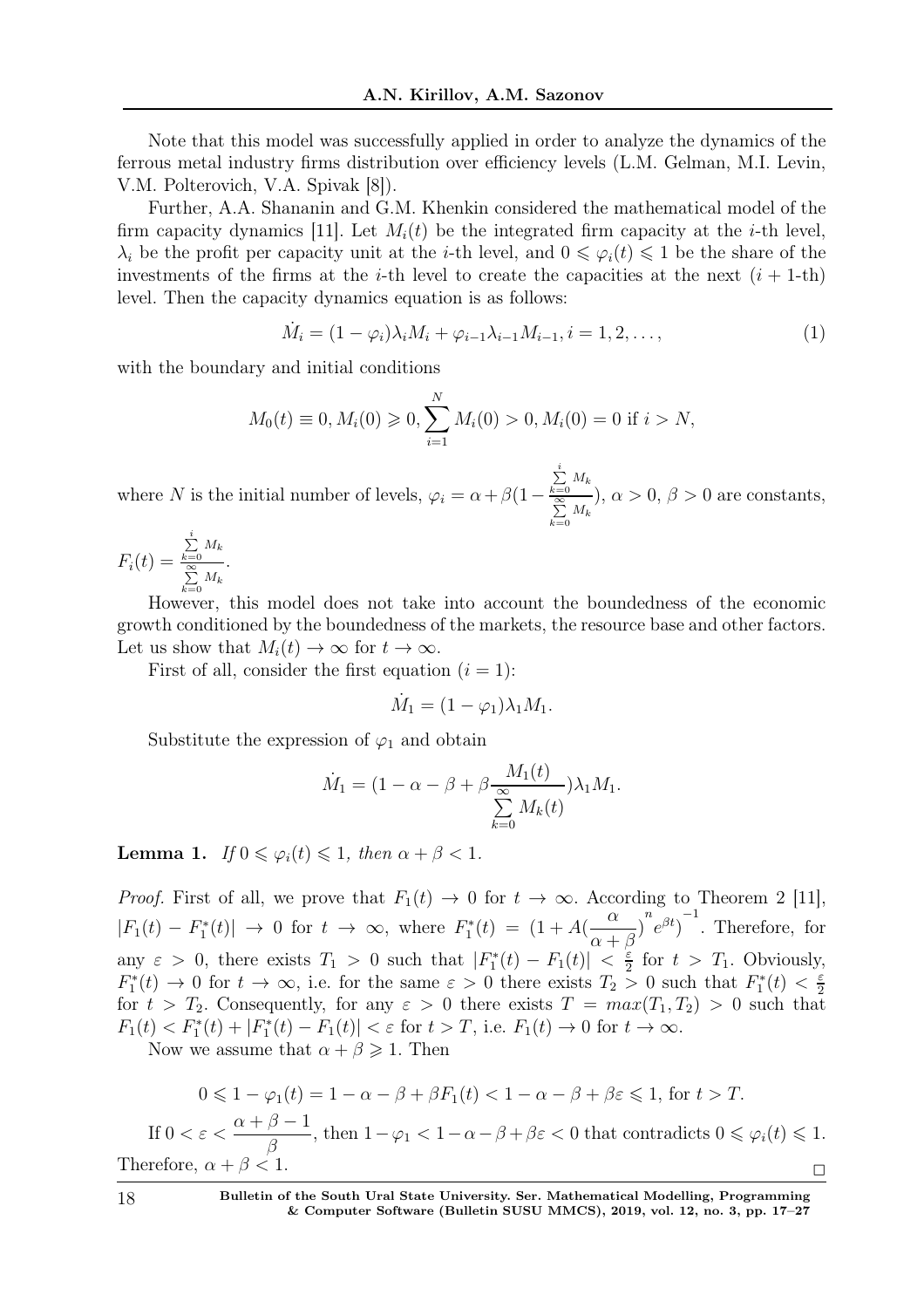Note that this model was successfully applied in order to analyze the dynamics of the ferrous metal industry firms distribution over efficiency levels (L.M. Gelman, M.I. Levin, V.M. Polterovich, V.A. Spivak [8]).

Further, A.A. Shananin and G.M. Khenkin considered the mathematical model of the firm capacity dynamics [11]. Let $M_i(t)$ be the integrated firm capacity at the $i$-th level, $\lambda_i$ be the profit per capacity unit at the $i$-th level, and $0 \leqslant \varphi_i(t) \leqslant 1$ be the share of the investments of the firms at the $i$-th level to create the capacities at the next ($i+1$-th) level. Then the capacity dynamics equation is as follows:

$$\dot{M}_i = (1-\varphi_i)\lambda_i M_i + \varphi_{i-1}\lambda_{i-1}M_{i-1}, i = 1, 2, \ldots, \tag{1}$$

with the boundary and initial conditions

$$M_0(t) \equiv 0, M_i(0) \geqslant 0, \sum_{i=1}^{N} M_i(0) > 0, M_i(0) = 0 \text{ if } i > N,$$

where $N$ is the initial number of levels, $\varphi_i = \alpha + \beta(1 - \frac{\sum\limits_{k=0}^{i} M_k}{\sum\limits_{k=0}^{\infty} M_k})$, $\alpha > 0$, $\beta > 0$ are constants, $F_i(t) = \frac{\sum\limits_{k=0}^{i} M_k}{\sum\limits_{k=0}^{\infty} M_k}$.

However, this model does not take into account the boundedness of the economic growth conditioned by the boundedness of the markets, the resource base and other factors. Let us show that $M_i(t) \to \infty$ for $t \to \infty$.

First of all, consider the first equation ($i = 1$):

$$\dot{M}_1 = (1-\varphi_1)\lambda_1 M_1.$$

Substitute the expression of $\varphi_1$ and obtain

$$\dot{M}_1 = (1 - \alpha - \beta + \beta\frac{M_1(t)}{\sum\limits_{k=0}^{\infty} M_k(t)})\lambda_1 M_1.$$

**Lemma 1.** *If $0 \leqslant \varphi_i(t) \leqslant 1$, then $\alpha + \beta < 1$.*

*Proof.* First of all, we prove that $F_1(t) \to 0$ for $t \to \infty$. According to Theorem 2 [11], $|F_1(t) - F_1^*(t)| \to 0$ for $t \to \infty$, where $F_1^*(t) = \left(1 + A(\frac{\alpha}{\alpha+\beta})^n e^{\beta t}\right)^{-1}$. Therefore, for any $\varepsilon > 0$, there exists $T_1 > 0$ such that $|F_1^*(t) - F_1(t)| < \frac{\varepsilon}{2}$ for $t > T_1$. Obviously, $F_1^*(t) \to 0$ for $t \to \infty$, i.e. for the same $\varepsilon > 0$ there exists $T_2 > 0$ such that $F_1^*(t) < \frac{\varepsilon}{2}$ for $t > T_2$. Consequently, for any $\varepsilon > 0$ there exists $T = max(T_1, T_2) > 0$ such that $F_1(t) < F_1^*(t) + |F_1^*(t) - F_1(t)| < \varepsilon$ for $t > T$, i.e. $F_1(t) \to 0$ for $t \to \infty$.

Now we assume that $\alpha + \beta \geqslant 1$. Then

$$0 \leqslant 1 - \varphi_1(t) = 1 - \alpha - \beta + \beta F_1(t) < 1 - \alpha - \beta + \beta\varepsilon \leqslant 1, \text{ for } t > T.$$

If $0 < \varepsilon < \dfrac{\alpha+\beta-1}{\beta}$, then $1 - \varphi_1 < 1 - \alpha - \beta + \beta\varepsilon < 0$ that contradicts $0 \leqslant \varphi_i(t) \leqslant 1$. Therefore, $\alpha + \beta < 1$. $\square$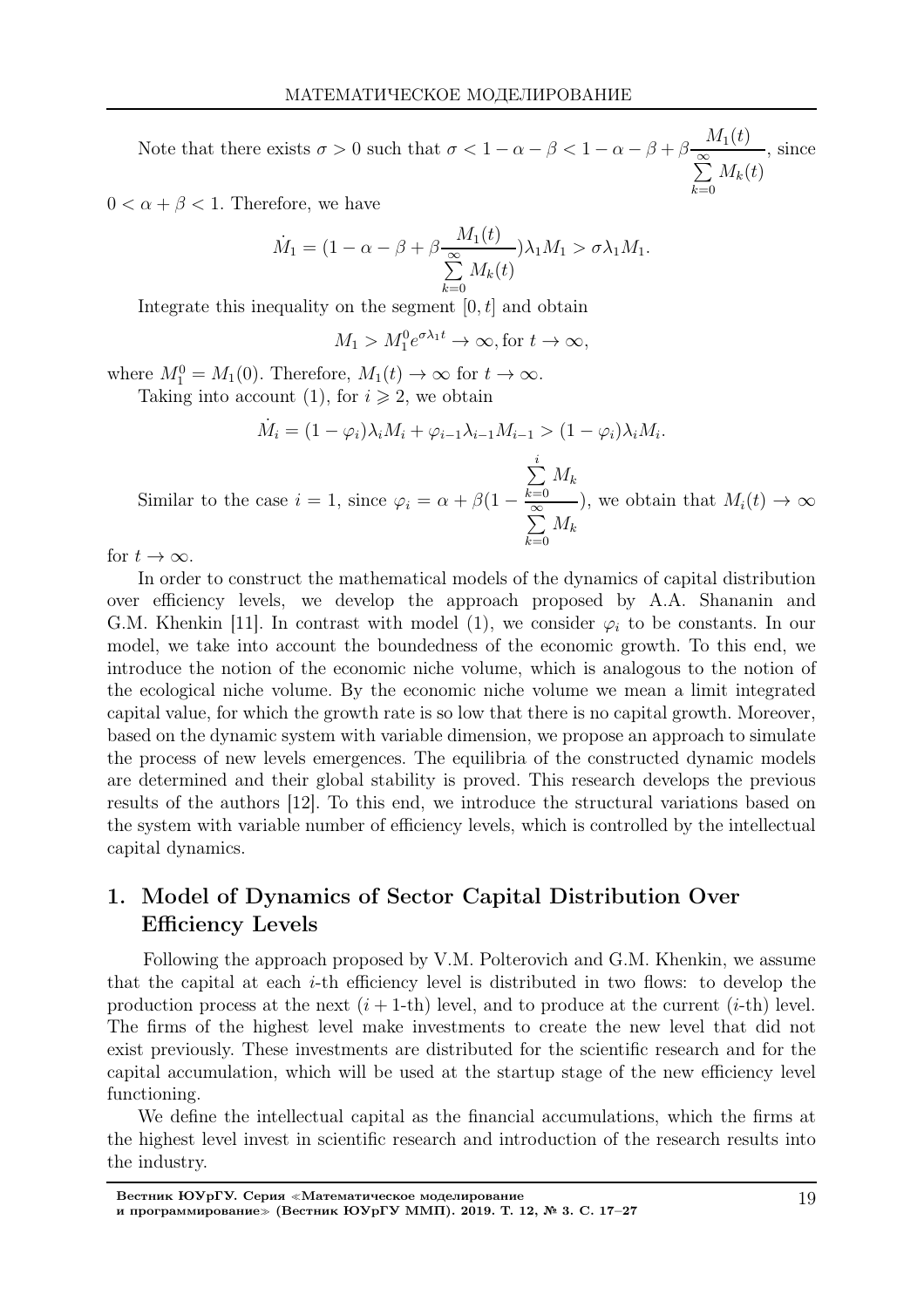Note that there exists $\sigma > 0$ such that $\sigma < 1 - \alpha - \beta < 1 - \alpha - \beta + \beta \frac{M_1(t)}{\sum\limits_{k=0}^{\infty} M_k(t)}$, since $0 < \alpha + \beta < 1$. Therefore, we have

$$\dot{M}_1 = (1 - \alpha - \beta + \beta \frac{M_1(t)}{\sum\limits_{k=0}^{\infty} M_k(t)})\lambda_1 M_1 > \sigma \lambda_1 M_1.$$

Integrate this inequality on the segment $[0, t]$ and obtain

$$M_1 > M_1^0 e^{\sigma \lambda_1 t} \to \infty, \text{for } t \to \infty,$$

where $M_1^0 = M_1(0)$. Therefore, $M_1(t) \to \infty$ for $t \to \infty$.

Taking into account (1), for $i \geqslant 2$, we obtain

$$\dot{M}_i = (1 - \varphi_i)\lambda_i M_i + \varphi_{i-1}\lambda_{i-1}M_{i-1} > (1 - \varphi_i)\lambda_i M_i.$$

Similar to the case $i = 1$, since $\varphi_i = \alpha + \beta(1 - \frac{\sum\limits_{k=0}^{i} M_k}{\sum\limits_{k=0}^{\infty} M_k})$, we obtain that $M_i(t) \to \infty$ for $t \to \infty$.

In order to construct the mathematical models of the dynamics of capital distribution over efficiency levels, we develop the approach proposed by A.A. Shananin and G.M. Khenkin [11]. In contrast with model (1), we consider $\varphi_i$ to be constants. In our model, we take into account the boundedness of the economic growth. To this end, we introduce the notion of the economic niche volume, which is analogous to the notion of the ecological niche volume. By the economic niche volume we mean a limit integrated capital value, for which the growth rate is so low that there is no capital growth. Moreover, based on the dynamic system with variable dimension, we propose an approach to simulate the process of new levels emergences. The equilibria of the constructed dynamic models are determined and their global stability is proved. This research develops the previous results of the authors [12]. To this end, we introduce the structural variations based on the system with variable number of efficiency levels, which is controlled by the intellectual capital dynamics.

## 1. Model of Dynamics of Sector Capital Distribution Over Efficiency Levels

Following the approach proposed by V.M. Polterovich and G.M. Khenkin, we assume that the capital at each $i$-th efficiency level is distributed in two flows: to develop the production process at the next ($i + 1$-th) level, and to produce at the current ($i$-th) level. The firms of the highest level make investments to create the new level that did not exist previously. These investments are distributed for the scientific research and for the capital accumulation, which will be used at the startup stage of the new efficiency level functioning.

We define the intellectual capital as the financial accumulations, which the firms at the highest level invest in scientific research and introduction of the research results into the industry.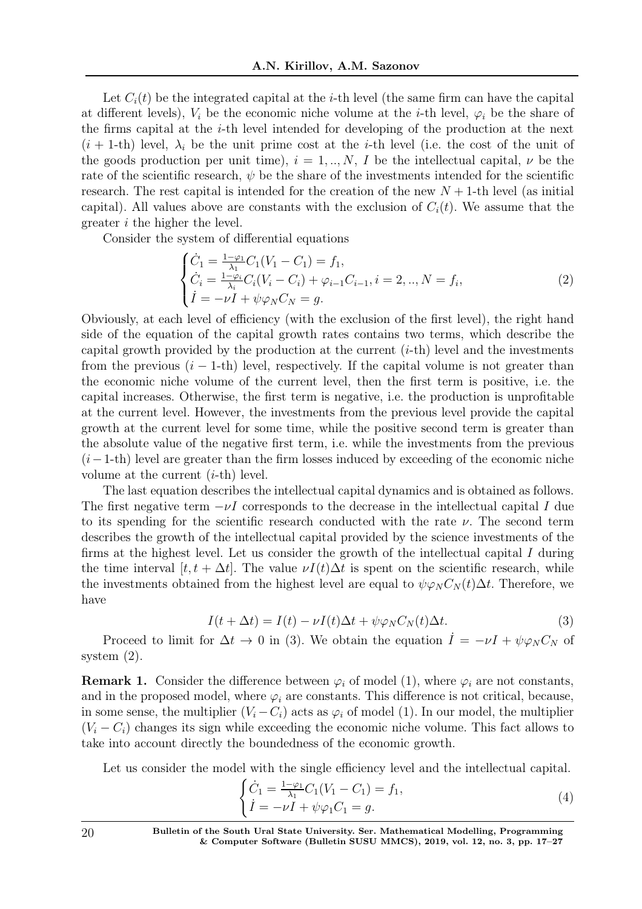Let $C_i(t)$ be the integrated capital at the $i$-th level (the same firm can have the capital at different levels), $V_i$ be the economic niche volume at the $i$-th level, $\varphi_i$ be the share of the firms capital at the $i$-th level intended for developing of the production at the next $(i + 1\text{-th})$ level, $\lambda_i$ be the unit prime cost at the $i$-th level (i.e. the cost of the unit of the goods production per unit time), $i = 1, .., N$, $I$ be the intellectual capital, $\nu$ be the rate of the scientific research, $\psi$ be the share of the investments intended for the scientific research. The rest capital is intended for the creation of the new $N + 1$-th level (as initial capital). All values above are constants with the exclusion of $C_i(t)$. We assume that the greater $i$ the higher the level.

Consider the system of differential equations

$$\begin{cases} \dot{C}_1 = \frac{1-\varphi_1}{\lambda_1} C_1(V_1 - C_1) = f_1, \\ \dot{C}_i = \frac{1-\varphi_i}{\lambda_i} C_i(V_i - C_i) + \varphi_{i-1} C_{i-1}, i = 2, .., N = f_i, \\ \dot{I} = -\nu I + \psi \varphi_N C_N = g. \end{cases} \tag{2}$$

Obviously, at each level of efficiency (with the exclusion of the first level), the right hand side of the equation of the capital growth rates contains two terms, which describe the capital growth provided by the production at the current ($i$-th) level and the investments from the previous ($i - 1$-th) level, respectively. If the capital volume is not greater than the economic niche volume of the current level, then the first term is positive, i.e. the capital increases. Otherwise, the first term is negative, i.e. the production is unprofitable at the current level. However, the investments from the previous level provide the capital growth at the current level for some time, while the positive second term is greater than the absolute value of the negative first term, i.e. while the investments from the previous ($i-1$-th) level are greater than the firm losses induced by exceeding of the economic niche volume at the current ($i$-th) level.

The last equation describes the intellectual capital dynamics and is obtained as follows. The first negative term $-\nu I$ corresponds to the decrease in the intellectual capital $I$ due to its spending for the scientific research conducted with the rate $\nu$. The second term describes the growth of the intellectual capital provided by the science investments of the firms at the highest level. Let us consider the growth of the intellectual capital $I$ during the time interval $[t, t + \Delta t]$. The value $\nu I(t)\Delta t$ is spent on the scientific research, while the investments obtained from the highest level are equal to $\psi \varphi_N C_N(t)\Delta t$. Therefore, we have

$$I(t + \Delta t) = I(t) - \nu I(t)\Delta t + \psi \varphi_N C_N(t)\Delta t. \tag{3}$$

Proceed to limit for $\Delta t \to 0$ in (3). We obtain the equation $\dot{I} = -\nu I + \psi \varphi_N C_N$ of system (2).

**Remark 1.** Consider the difference between $\varphi_i$ of model (1), where $\varphi_i$ are not constants, and in the proposed model, where $\varphi_i$ are constants. This difference is not critical, because, in some sense, the multiplier $(V_i - C_i)$ acts as $\varphi_i$ of model (1). In our model, the multiplier $(V_i - C_i)$ changes its sign while exceeding the economic niche volume. This fact allows to take into account directly the boundedness of the economic growth.

Let us consider the model with the single efficiency level and the intellectual capital.

$$\begin{cases} \dot{C}_1 = \frac{1-\varphi_1}{\lambda_1} C_1(V_1 - C_1) = f_1, \\ \dot{I} = -\nu I + \psi \varphi_1 C_1 = g. \end{cases} \tag{4}$$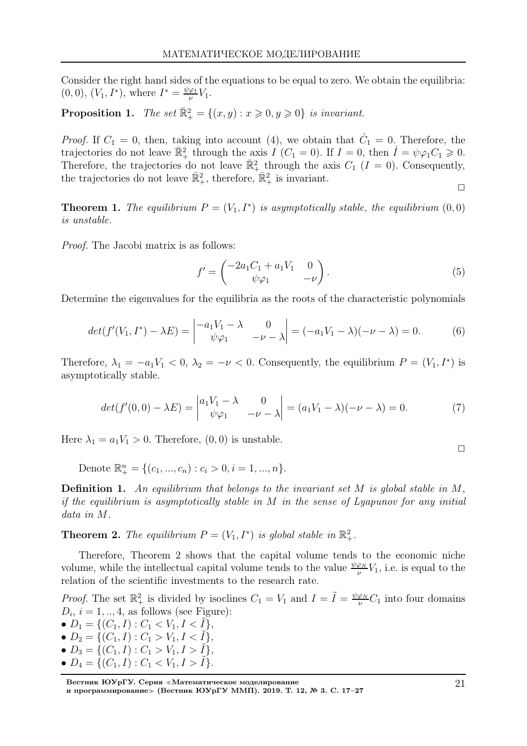Consider the right hand sides of the equations to be equal to zero. We obtain the equilibria: $(0, 0)$, $(V_1, I^*)$, where $I^* = \frac{\psi\varphi_1}{\nu}V_1$.

**Proposition 1.** *The set $\bar{\mathbb{R}}^2_+ = \{(x, y) : x \geqslant 0, y \geqslant 0\}$ is invariant.*

*Proof.* If $C_1 = 0$, then, taking into account (4), we obtain that $\dot{C}_1 = 0$. Therefore, the trajectories do not leave $\bar{\mathbb{R}}^2_+$ through the axis $I$ ($C_1 = 0$). If $I = 0$, then $\dot{I} = \psi\varphi_1 C_1 \geqslant 0$. Therefore, the trajectories do not leave $\bar{\mathbb{R}}^2_+$ through the axis $C_1$ ($I = 0$). Consequently, the trajectories do not leave $\bar{\mathbb{R}}^2_+$, therefore, $\bar{\mathbb{R}}^2_+$ is invariant. □

**Theorem 1.** *The equilibrium $P = (V_1, I^*)$ is asymptotically stable, the equilibrium $(0, 0)$ is unstable.*

*Proof.* The Jacobi matrix is as follows:

$$f' = \begin{pmatrix} -2a_1C_1 + a_1V_1 & 0 \\ \psi\varphi_1 & -\nu \end{pmatrix}. \tag{5}$$

Determine the eigenvalues for the equilibria as the roots of the characteristic polynomials

$$det(f'(V_1, I^*) - \lambda E) = \begin{vmatrix} -a_1V_1 - \lambda & 0 \\ \psi\varphi_1 & -\nu - \lambda \end{vmatrix} = (-a_1V_1 - \lambda)(-\nu - \lambda) = 0. \tag{6}$$

Therefore, $\lambda_1 = -a_1V_1 < 0$, $\lambda_2 = -\nu < 0$. Consequently, the equilibrium $P = (V_1, I^*)$ is asymptotically stable.

$$det(f'(0, 0) - \lambda E) = \begin{vmatrix} a_1V_1 - \lambda & 0 \\ \psi\varphi_1 & -\nu - \lambda \end{vmatrix} = (a_1V_1 - \lambda)(-\nu - \lambda) = 0. \tag{7}$$

Here $\lambda_1 = a_1V_1 > 0$. Therefore, $(0, 0)$ is unstable. □

Denote $\mathbb{R}^n_+ = \{(c_1, ..., c_n) : c_i > 0, i = 1, ..., n\}$.

**Definition 1.** *An equilibrium that belongs to the invariant set $M$ is global stable in $M$, if the equilibrium is asymptotically stable in $M$ in the sense of Lyapunov for any initial data in $M$.*

**Theorem 2.** *The equilibrium $P = (V_1, I^*)$ is global stable in $\mathbb{R}^2_+$.*

Therefore, Theorem 2 shows that the capital volume tends to the economic niche volume, while the intellectual capital volume tends to the value $\frac{\psi\varphi_N}{\nu}V_1$, i.e. is equal to the relation of the scientific investments to the research rate.

*Proof.* The set $\mathbb{R}^2_+$ is divided by isoclines $C_1 = V_1$ and $I = \tilde{I} = \frac{\psi\varphi_N}{\nu}C_1$ into four domains $D_i$, $i = 1, .., 4$, as follows (see Figure):

- $D_1 = \{(C_1, I) : C_1 < V_1, I < \tilde{I}\}$,
- $D_2 = \{(C_1, I) : C_1 > V_1, I < \tilde{I}\}$,
- $D_3 = \{(C_1, I) : C_1 > V_1, I > \tilde{I}\}$,
- $D_4 = \{(C_1, I) : C_1 < V_1, I > \tilde{I}\}$.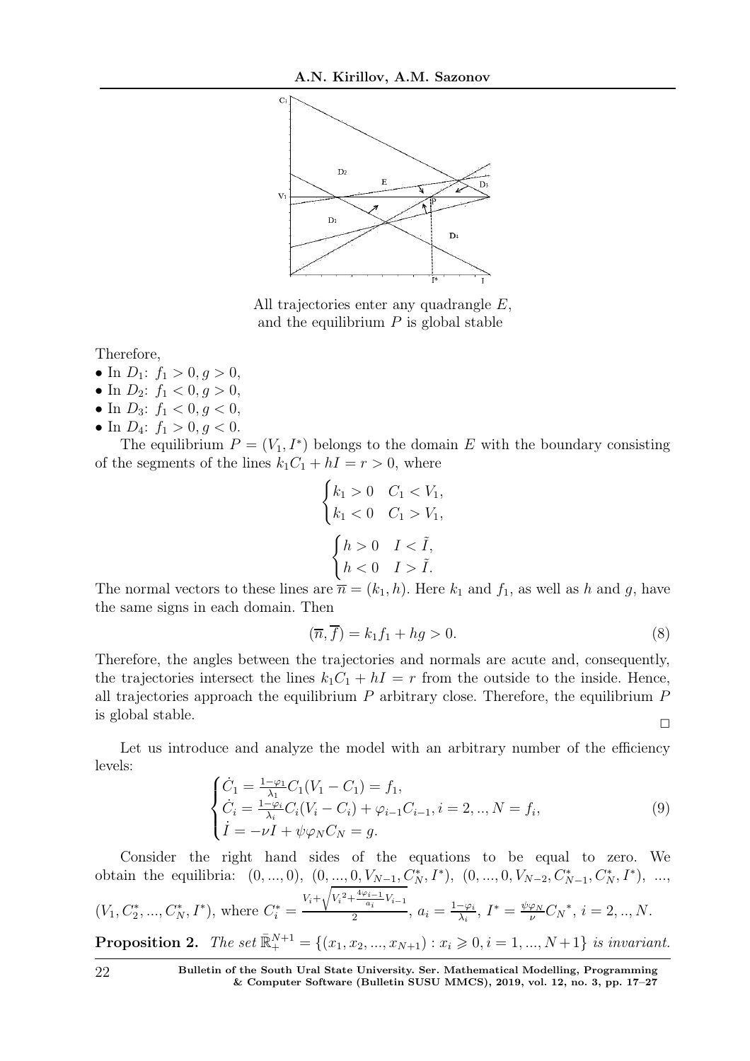All trajectories enter any quadrangle $E$, and the equilibrium $P$ is global stable

Therefore,

- In $D_1$: $f_1 > 0, g > 0$,
- In $D_2$: $f_1 < 0, g > 0$,
- In $D_3$: $f_1 < 0, g < 0$,
- In $D_4$: $f_1 > 0, g < 0$.

The equilibrium $P = (V_1, I^*)$ belongs to the domain $E$ with the boundary consisting of the segments of the lines $k_1C_1 + hI = r > 0$, where

$$\begin{cases} k_1 > 0 & C_1 < V_1, \\ k_1 < 0 & C_1 > V_1, \end{cases}$$

$$\begin{cases} h > 0 & I < \tilde{I}, \\ h < 0 & I > \tilde{I}. \end{cases}$$

The normal vectors to these lines are $\overline{n} = (k_1, h)$. Here $k_1$ and $f_1$, as well as $h$ and $g$, have the same signs in each domain. Then

$$(\overline{n}, \overline{f}) = k_1 f_1 + hg > 0. \tag{8}$$

Therefore, the angles between the trajectories and normals are acute and, consequently, the trajectories intersect the lines $k_1C_1 + hI = r$ from the outside to the inside. Hence, all trajectories approach the equilibrium $P$ arbitrary close. Therefore, the equilibrium $P$ is global stable.

□

Let us introduce and analyze the model with an arbitrary number of the efficiency levels:

$$\begin{cases} \dot{C}_1 = \frac{1-\varphi_1}{\lambda_1} C_1 (V_1 - C_1) = f_1, \\ \dot{C}_i = \frac{1-\varphi_i}{\lambda_i} C_i (V_i - C_i) + \varphi_{i-1} C_{i-1}, i = 2, .., N = f_i, \\ \dot{I} = -\nu I + \psi \varphi_N C_N = g. \end{cases} \tag{9}$$

Consider the right hand sides of the equations to be equal to zero. We obtain the equilibria: $(0, ..., 0)$, $(0, ..., 0, V_{N-1}, C_N^*, I^*)$, $(0, ..., 0, V_{N-2}, C_{N-1}^*, C_N^*, I^*)$, ..., $(V_1, C_2^*, ..., C_N^*, I^*)$, where $C_i^* = \frac{V_i + \sqrt{{V_i}^2 + \frac{4\varphi_{i-1}}{a_i} V_{i-1}}}{2}$, $a_i = \frac{1-\varphi_i}{\lambda_i}$, $I^* = \frac{\psi \varphi_N}{\nu} {C_N}^*$, $i = 2, .., N$.

**Proposition 2.** *The set $\bar{\mathbb{R}}_+^{N+1} = \{(x_1, x_2, ..., x_{N+1}) : x_i \geqslant 0, i = 1, ..., N+1\}$ is invariant.*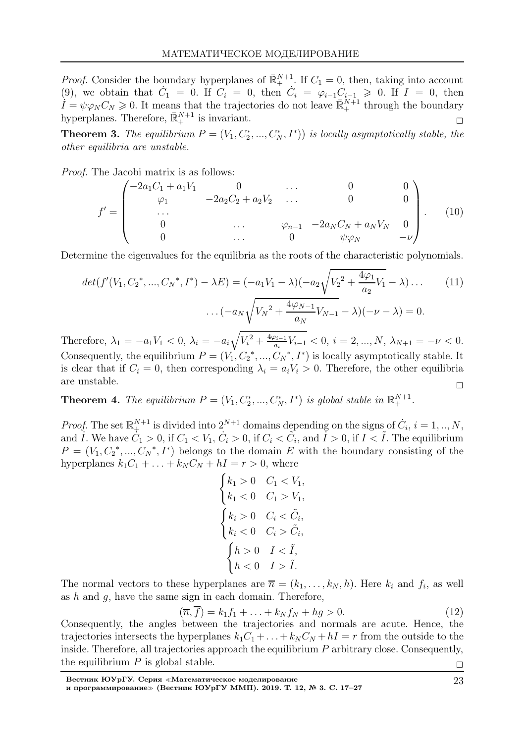*Proof.* Consider the boundary hyperplanes of $\bar{\mathbb{R}}_+^{N+1}$. If $C_1 = 0$, then, taking into account (9), we obtain that $\dot{C}_1 = 0$. If $C_i = 0$, then $\dot{C}_i = \varphi_{i-1}C_{i-1} \geqslant 0$. If $I = 0$, then $\dot{I} = \psi\varphi_N C_N \geqslant 0$. It means that the trajectories do not leave $\bar{\mathbb{R}}_+^{N+1}$ through the boundary hyperplanes. Therefore, $\bar{\mathbb{R}}_+^{N+1}$ is invariant. □

**Theorem 3.** *The equilibrium $P = (V_1, C_2^*, ..., C_N^*, I^*))$ is locally asymptotically stable, the other equilibria are unstable.*

*Proof.* The Jacobi matrix is as follows:

$$f' = \begin{pmatrix} -2a_1C_1 + a_1V_1 & 0 & \dots & 0 & 0 \\ \varphi_1 & -2a_2C_2 + a_2V_2 & \dots & 0 & 0 \\ \dots & & & & \\ 0 & \dots & \varphi_{n-1} & -2a_NC_N + a_NV_N & 0 \\ 0 & \dots & 0 & \psi\varphi_N & -\nu \end{pmatrix}. \tag{10}$$

Determine the eigenvalues for the equilibria as the roots of the characteristic polynomials.

$$det(f'(V_1, C_2{}^*, ..., C_N{}^*, I^*) - \lambda E) = (-a_1V_1 - \lambda)(-a_2\sqrt{V_2{}^2 + \frac{4\varphi_1}{a_2}V_1} - \lambda)\dots \tag{11}$$
$$\dots(-a_N\sqrt{V_N{}^2 + \frac{4\varphi_{N-1}}{a_N}V_{N-1}} - \lambda)(-\nu - \lambda) = 0.$$

Therefore, $\lambda_1 = -a_1V_1 < 0$, $\lambda_i = -a_i\sqrt{V_i^2 + \frac{4\varphi_{i-1}}{a_i}V_{i-1}} < 0$, $i = 2, ..., N$, $\lambda_{N+1} = -\nu < 0$. Consequently, the equilibrium $P = (V_1, C_2{}^*, ..., C_N{}^*, I^*)$ is locally asymptotically stable. It is clear that if $C_i = 0$, then corresponding $\lambda_i = a_iV_i > 0$. Therefore, the other equilibria are unstable. □

**Theorem 4.** *The equilibrium $P = (V_1, C_2^*, ..., C_N^*, I^*)$ is global stable in $\mathbb{R}_+^{N+1}$.*

*Proof.* The set $\mathbb{R}_+^{N+1}$ is divided into $2^{N+1}$ domains depending on the signs of $\dot{C}_i$, $i = 1, .., N$, and $\dot{I}$. We have $\dot{C}_1 > 0$, if $C_1 < V_1$, $\dot{C}_i > 0$, if $C_i < \tilde{C}_i$, and $\dot{I} > 0$, if $I < \tilde{I}$. The equilibrium $P = (V_1, C_2{}^*, ..., C_N{}^*, I^*)$ belongs to the domain $E$ with the boundary consisting of the hyperplanes $k_1C_1 + \ldots + k_NC_N + hI = r > 0$, where

$$\begin{cases} k_1 > 0 & C_1 < V_1, \\ k_1 < 0 & C_1 > V_1, \end{cases}$$
$$\begin{cases} k_i > 0 & C_i < \tilde{C}_i, \\ k_i < 0 & C_i > \tilde{C}_i, \end{cases}$$
$$\begin{cases} h > 0 & I < \tilde{I}, \\ h < 0 & I > \tilde{I}. \end{cases}$$

The normal vectors to these hyperplanes are $\overline{n} = (k_1, \ldots, k_N, h)$. Here $k_i$ and $f_i$, as well as $h$ and $g$, have the same sign in each domain. Therefore,

$$(\overline{n}, \overline{f}) = k_1f_1 + \ldots + k_Nf_N + hg > 0. \tag{12}$$

Consequently, the angles between the trajectories and normals are acute. Hence, the trajectories intersects the hyperplanes $k_1C_1 + \ldots + k_NC_N + hI = r$ from the outside to the inside. Therefore, all trajectories approach the equilibrium $P$ arbitrary close. Consequently, the equilibrium $P$ is global stable. □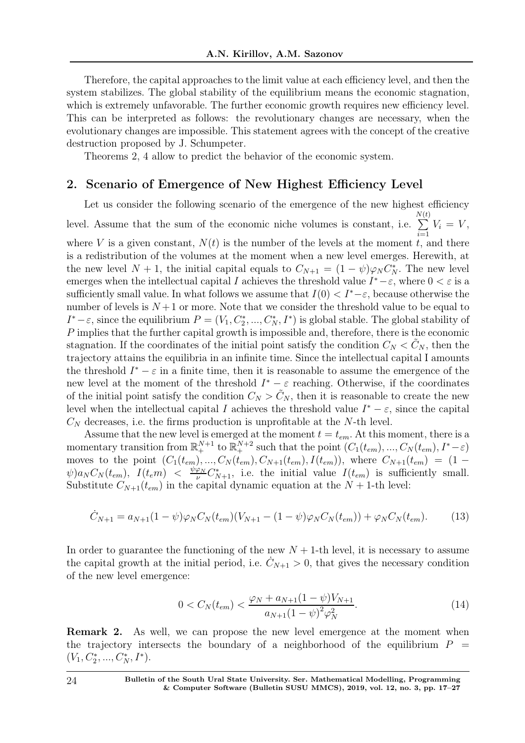Therefore, the capital approaches to the limit value at each efficiency level, and then the system stabilizes. The global stability of the equilibrium means the economic stagnation, which is extremely unfavorable. The further economic growth requires new efficiency level. This can be interpreted as follows: the revolutionary changes are necessary, when the evolutionary changes are impossible. This statement agrees with the concept of the creative destruction proposed by J. Schumpeter.

Theorems 2, 4 allow to predict the behavior of the economic system.

## 2. Scenario of Emergence of New Highest Efficiency Level

Let us consider the following scenario of the emergence of the new highest efficiency level. Assume that the sum of the economic niche volumes is constant, i.e. $\sum\limits_{i=1}^{N(t)} V_i = V$, where $V$ is a given constant, $N(t)$ is the number of the levels at the moment $t$, and there is a redistribution of the volumes at the moment when a new level emerges. Herewith, at the new level $N+1$, the initial capital equals to $C_{N+1} = (1-\psi)\varphi_N C_N^*$. The new level emerges when the intellectual capital $I$ achieves the threshold value $I^*-\varepsilon$, where $0<\varepsilon$ is a sufficiently small value. In what follows we assume that $I(0) < I^*-\varepsilon$, because otherwise the number of levels is $N+1$ or more. Note that we consider the threshold value to be equal to $I^*-\varepsilon$, since the equilibrium $P = (V_1, C_2^*, ..., C_N^*, I^*)$ is global stable. The global stability of $P$ implies that the further capital growth is impossible and, therefore, there is the economic stagnation. If the coordinates of the initial point satisfy the condition $C_N < \tilde{C}_N$, then the trajectory attains the equilibria in an infinite time. Since the intellectual capital I amounts the threshold $I^*-\varepsilon$ in a finite time, then it is reasonable to assume the emergence of the new level at the moment of the threshold $I^*-\varepsilon$ reaching. Otherwise, if the coordinates of the initial point satisfy the condition $C_N > \tilde{C}_N$, then it is reasonable to create the new level when the intellectual capital $I$ achieves the threshold value $I^*-\varepsilon$, since the capital $C_N$ decreases, i.e. the firms production is unprofitable at the $N$-th level.

Assume that the new level is emerged at the moment $t = t_{em}$. At this moment, there is a momentary transition from $\mathbb{R}_+^{N+1}$ to $\mathbb{R}_+^{N+2}$ such that the point $(C_1(t_{em}), ..., C_N(t_{em}), I^*-\varepsilon)$ moves to the point $(C_1(t_{em}), ..., C_N(t_{em}), C_{N+1}(t_{em}), I(t_{em}))$, where $C_{N+1}(t_{em}) = (1-\psi)a_N C_N(t_{em})$, $I(t_em) < \frac{\psi\varphi_N}{\nu} C_{N+1}^*$, i.e. the initial value $I(t_{em})$ is sufficiently small. Substitute $C_{N+1}(t_{em})$ in the capital dynamic equation at the $N+1$-th level:

$$\dot{C}_{N+1} = a_{N+1}(1-\psi)\varphi_N C_N(t_{em})(V_{N+1} - (1-\psi)\varphi_N C_N(t_{em})) + \varphi_N C_N(t_{em}). \tag{13}$$

In order to guarantee the functioning of the new $N+1$-th level, it is necessary to assume the capital growth at the initial period, i.e. $\dot{C}_{N+1} > 0$, that gives the necessary condition of the new level emergence:

$$0 < C_N(t_{em}) < \frac{\varphi_N + a_{N+1}(1-\psi)V_{N+1}}{a_{N+1}(1-\psi)^2\varphi_N^2}. \tag{14}$$

**Remark 2.** As well, we can propose the new level emergence at the moment when the trajectory intersects the boundary of a neighborhood of the equilibrium $P = (V_1, C_2^*, ..., C_N^*, I^*)$.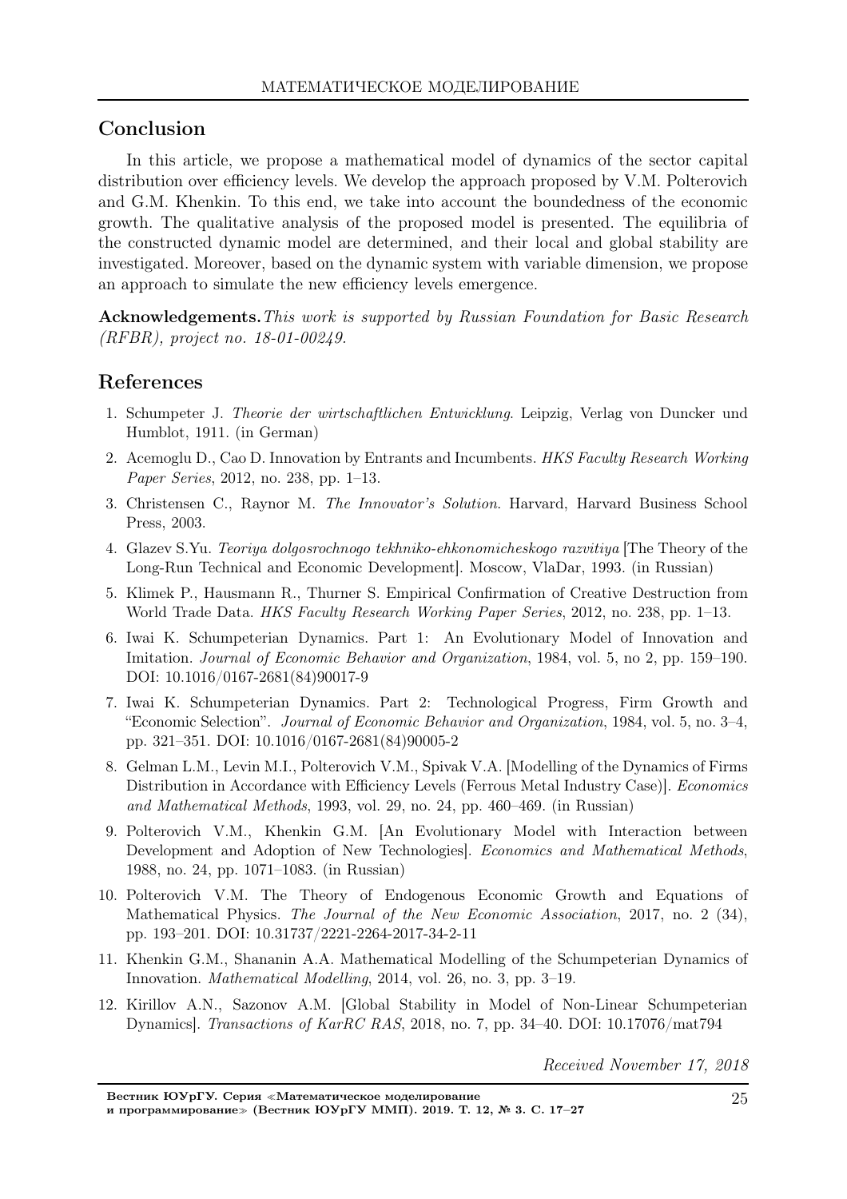## Conclusion

In this article, we propose a mathematical model of dynamics of the sector capital distribution over efficiency levels. We develop the approach proposed by V.M. Polterovich and G.M. Khenkin. To this end, we take into account the boundedness of the economic growth. The qualitative analysis of the proposed model is presented. The equilibria of the constructed dynamic model are determined, and their local and global stability are investigated. Moreover, based on the dynamic system with variable dimension, we propose an approach to simulate the new efficiency levels emergence.

**Acknowledgements.** *This work is supported by Russian Foundation for Basic Research (RFBR), project no. 18-01-00249.*

## References

1. Schumpeter J. *Theorie der wirtschaftlichen Entwicklung*. Leipzig, Verlag von Duncker und Humblot, 1911. (in German)
2. Acemoglu D., Cao D. Innovation by Entrants and Incumbents. *HKS Faculty Research Working Paper Series*, 2012, no. 238, pp. 1–13.
3. Christensen C., Raynor M. *The Innovator's Solution*. Harvard, Harvard Business School Press, 2003.
4. Glazev S.Yu. *Teoriya dolgosrochnogo tekhniko-ehkonomicheskogo razvitiya* [The Theory of the Long-Run Technical and Economic Development]. Moscow, VlaDar, 1993. (in Russian)
5. Klimek P., Hausmann R., Thurner S. Empirical Confirmation of Creative Destruction from World Trade Data. *HKS Faculty Research Working Paper Series*, 2012, no. 238, pp. 1–13.
6. Iwai K. Schumpeterian Dynamics. Part 1: An Evolutionary Model of Innovation and Imitation. *Journal of Economic Behavior and Organization*, 1984, vol. 5, no 2, pp. 159–190. DOI: 10.1016/0167-2681(84)90017-9
7. Iwai K. Schumpeterian Dynamics. Part 2: Technological Progress, Firm Growth and "Economic Selection". *Journal of Economic Behavior and Organization*, 1984, vol. 5, no. 3–4, pp. 321–351. DOI: 10.1016/0167-2681(84)90005-2
8. Gelman L.M., Levin M.I., Polterovich V.M., Spivak V.A. [Modelling of the Dynamics of Firms Distribution in Accordance with Efficiency Levels (Ferrous Metal Industry Case)]. *Economics and Mathematical Methods*, 1993, vol. 29, no. 24, pp. 460–469. (in Russian)
9. Polterovich V.M., Khenkin G.M. [An Evolutionary Model with Interaction between Development and Adoption of New Technologies]. *Economics and Mathematical Methods*, 1988, no. 24, pp. 1071–1083. (in Russian)
10. Polterovich V.M. The Theory of Endogenous Economic Growth and Equations of Mathematical Physics. *The Journal of the New Economic Association*, 2017, no. 2 (34), pp. 193–201. DOI: 10.31737/2221-2264-2017-34-2-11
11. Khenkin G.M., Shananin A.A. Mathematical Modelling of the Schumpeterian Dynamics of Innovation. *Mathematical Modelling*, 2014, vol. 26, no. 3, pp. 3–19.
12. Kirillov A.N., Sazonov A.M. [Global Stability in Model of Non-Linear Schumpeterian Dynamics]. *Transactions of KarRC RAS*, 2018, no. 7, pp. 34–40. DOI: 10.17076/mat794

*Received November 17, 2018*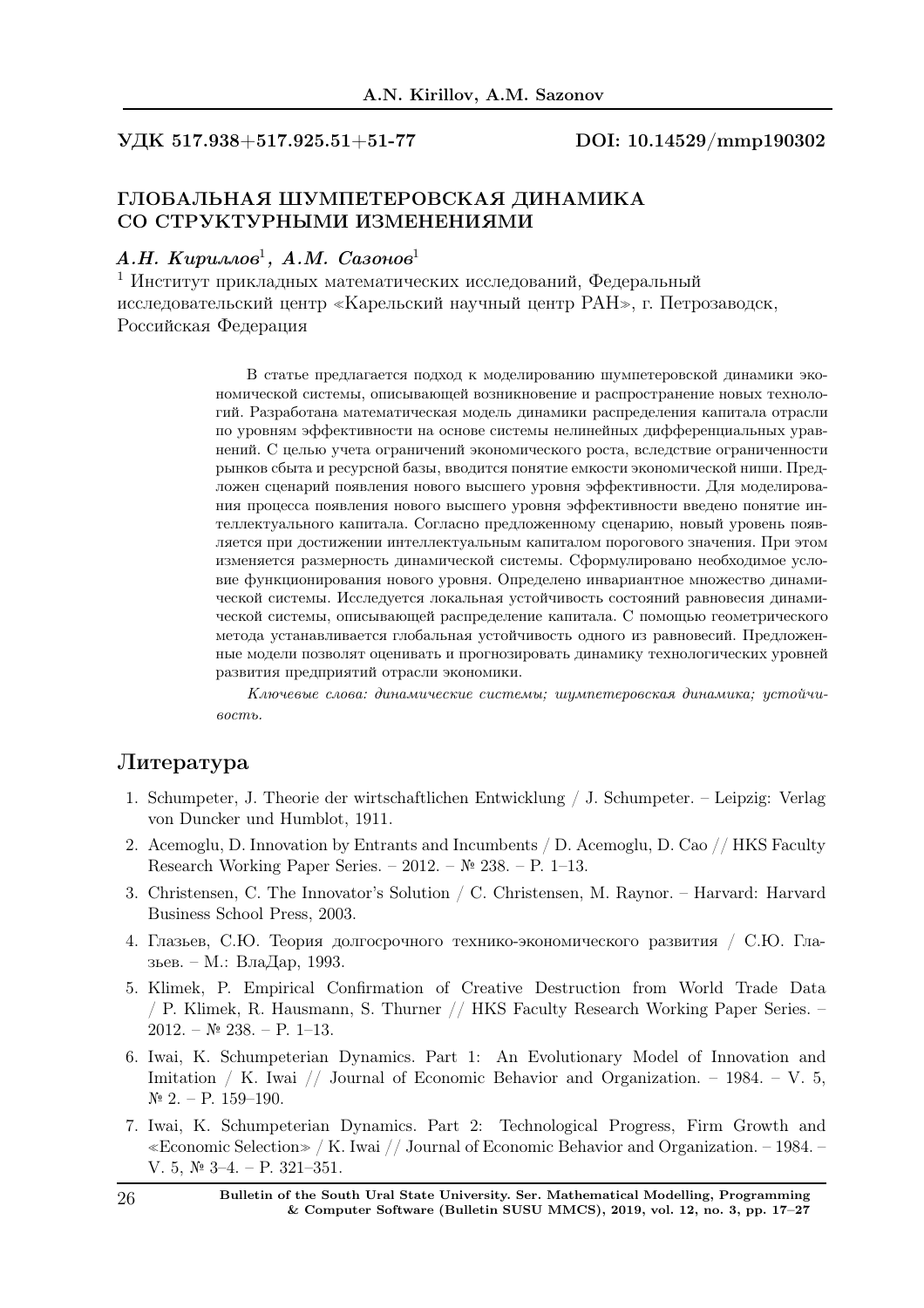УДК 517.938+517.925.51+51-77

DOI: 10.14529/mmp190302

## ГЛОБАЛЬНАЯ ШУМПЕТЕРОВСКАЯ ДИНАМИКА СО СТРУКТУРНЫМИ ИЗМЕНЕНИЯМИ

***А.Н. Кириллов***[1]***, А.М. Сазонов***[1]

[1] Институт прикладных математических исследований, Федеральный исследовательский центр «Карельский научный центр РАН», г. Петрозаводск, Российская Федерация

В статье предлагается подход к моделированию шумпетеровской динамики экономической системы, описывающей возникновение и распространение новых технологий. Разработана математическая модель динамики распределения капитала отрасли по уровням эффективности на основе системы нелинейных дифференциальных уравнений. С целью учета ограничений экономического роста, вследствие ограниченности рынков сбыта и ресурсной базы, вводится понятие емкости экономической ниши. Предложен сценарий появления нового высшего уровня эффективности. Для моделирования процесса появления нового высшего уровня эффективности введено понятие интеллектуального капитала. Согласно предложенному сценарию, новый уровень появляется при достижении интеллектуальным капиталом порогового значения. При этом изменяется размерность динамической системы. Сформулировано необходимое условие функционирования нового уровня. Определено инвариантное множество динамической системы. Исследуется локальная устойчивость состояний равновесия динамической системы, описывающей распределение капитала. С помощью геометрического метода устанавливается глобальная устойчивость одного из равновесий. Предложенные модели позволят оценивать и прогнозировать динамику технологических уровней развития предприятий отрасли экономики.

*Ключевые слова: динамические системы; шумпетеровская динамика; устойчивость.*

## Литература

1. Schumpeter, J. Theorie der wirtschaftlichen Entwicklung / J. Schumpeter. – Leipzig: Verlag von Duncker und Humblot, 1911.
2. Acemoglu, D. Innovation by Entrants and Incumbents / D. Acemoglu, D. Cao // HKS Faculty Research Working Paper Series. – 2012. – № 238. – P. 1–13.
3. Christensen, C. The Innovator's Solution / C. Christensen, M. Raynor. – Harvard: Harvard Business School Press, 2003.
4. Глазьев, С.Ю. Теория долгосрочного технико-экономического развития / С.Ю. Глазьев. – М.: ВлаДар, 1993.
5. Klimek, P. Empirical Confirmation of Creative Destruction from World Trade Data / P. Klimek, R. Hausmann, S. Thurner // HKS Faculty Research Working Paper Series. – 2012. – № 238. – P. 1–13.
6. Iwai, K. Schumpeterian Dynamics. Part 1: An Evolutionary Model of Innovation and Imitation / K. Iwai // Journal of Economic Behavior and Organization. – 1984. – V. 5, № 2. – P. 159–190.
7. Iwai, K. Schumpeterian Dynamics. Part 2: Technological Progress, Firm Growth and «Economic Selection» / K. Iwai // Journal of Economic Behavior and Organization. – 1984. – V. 5, № 3–4. – P. 321–351.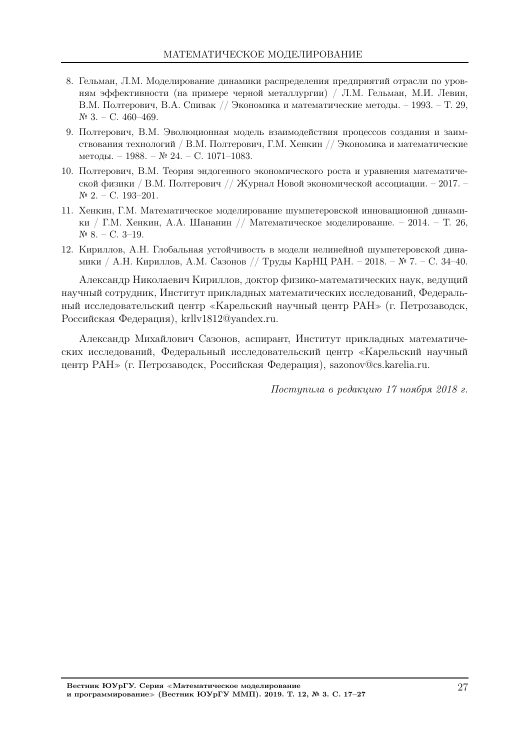8. Гельман, Л.М. Моделирование динамики распределения предприятий отрасли по уровням эффективности (на примере черной металлургии) / Л.М. Гельман, М.И. Левин, В.М. Полтерович, В.А. Спивак // Экономика и математические методы. – 1993. – Т. 29, № 3. – С. 460–469.
9. Полтерович, В.М. Эволюционная модель взаимодействия процессов создания и заимствования технологий / В.М. Полтерович, Г.М. Хенкин // Экономика и математические методы. – 1988. – № 24. – С. 1071–1083.
10. Полтерович, В.М. Теория эндогенного экономического роста и уравнения математической физики / В.М. Полтерович // Журнал Новой экономической ассоциации. – 2017. – № 2. – С. 193–201.
11. Хенкин, Г.М. Математическое моделирование шумпетеровской инновационной динамики / Г.М. Хенкин, А.А. Шананин // Математическое моделирование. – 2014. – Т. 26, № 8. – С. 3–19.
12. Кириллов, А.Н. Глобальная устойчивость в модели нелинейной шумпетеровской динамики / А.Н. Кириллов, А.М. Сазонов // Труды КарНЦ РАН. – 2018. – № 7. – С. 34–40.

Александр Николаевич Кириллов, доктор физико-математических наук, ведущий научный сотрудник, Институт прикладных математических исследований, Федеральный исследовательский центр «Карельский научный центр РАН» (г. Петрозаводск, Российская Федерация), krllv1812@yandex.ru.

Александр Михайлович Сазонов, аспирант, Институт прикладных математических исследований, Федеральный исследовательский центр «Карельский научный центр РАН» (г. Петрозаводск, Российская Федерация), sazonov@cs.karelia.ru.

*Поступила в редакцию 17 ноября 2018 г.*